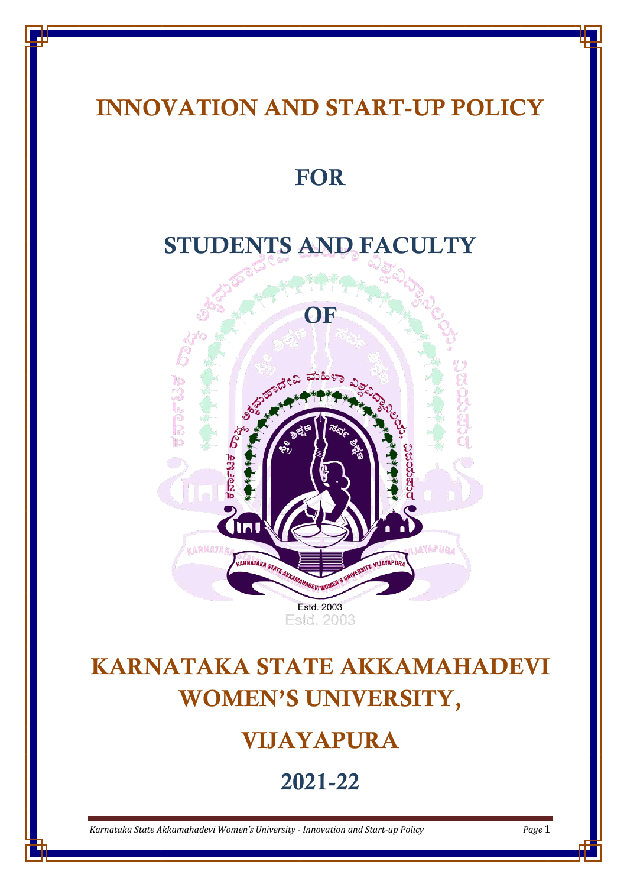# INNOVATION AND START-UP POLICY

## FOR

## STUDENTS AND FACULTY

## OF

# KARNATAKA STATE AKKAMAHADEVI WOMEN'S UNIVERSITY,

# VIJAYAPURA

## 2021-22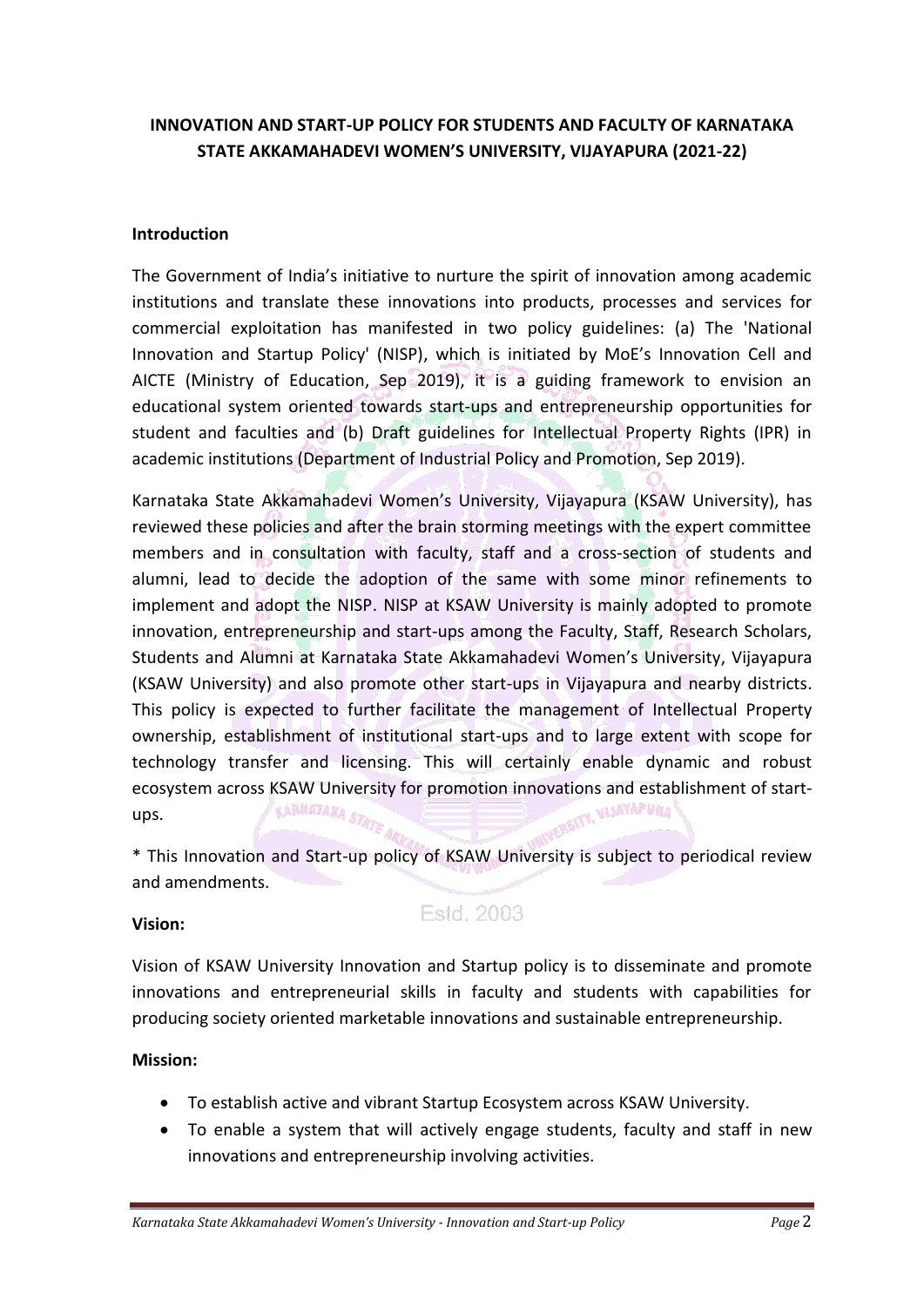# INNOVATION AND START-UP POLICY FOR STUDENTS AND FACULTY OF KARNATAKA STATE AKKAMAHADEVI WOMEN'S UNIVERSITY, VIJAYAPURA (2021-22)

## Introduction

The Government of India's initiative to nurture the spirit of innovation among academic institutions and translate these innovations into products, processes and services for commercial exploitation has manifested in two policy guidelines: (a) The 'National Innovation and Startup Policy' (NISP), which is initiated by MoE's Innovation Cell and AICTE (Ministry of Education, Sep 2019), it is a guiding framework to envision an educational system oriented towards start-ups and entrepreneurship opportunities for student and faculties and (b) Draft guidelines for Intellectual Property Rights (IPR) in academic institutions (Department of Industrial Policy and Promotion, Sep 2019).

Karnataka State Akkamahadevi Women's University, Vijayapura (KSAW University), has reviewed these policies and after the brain storming meetings with the expert committee members and in consultation with faculty, staff and a cross-section of students and alumni, lead to decide the adoption of the same with some minor refinements to implement and adopt the NISP. NISP at KSAW University is mainly adopted to promote innovation, entrepreneurship and start-ups among the Faculty, Staff, Research Scholars, Students and Alumni at Karnataka State Akkamahadevi Women's University, Vijayapura (KSAW University) and also promote other start-ups in Vijayapura and nearby districts. This policy is expected to further facilitate the management of Intellectual Property ownership, establishment of institutional start-ups and to large extent with scope for technology transfer and licensing. This will certainly enable dynamic and robust ecosystem across KSAW University for promotion innovations and establishment of start-ups.

* This Innovation and Start-up policy of KSAW University is subject to periodical review and amendments.

## Vision:

Vision of KSAW University Innovation and Startup policy is to disseminate and promote innovations and entrepreneurial skills in faculty and students with capabilities for producing society oriented marketable innovations and sustainable entrepreneurship.

## Mission:

- To establish active and vibrant Startup Ecosystem across KSAW University.
- To enable a system that will actively engage students, faculty and staff in new innovations and entrepreneurship involving activities.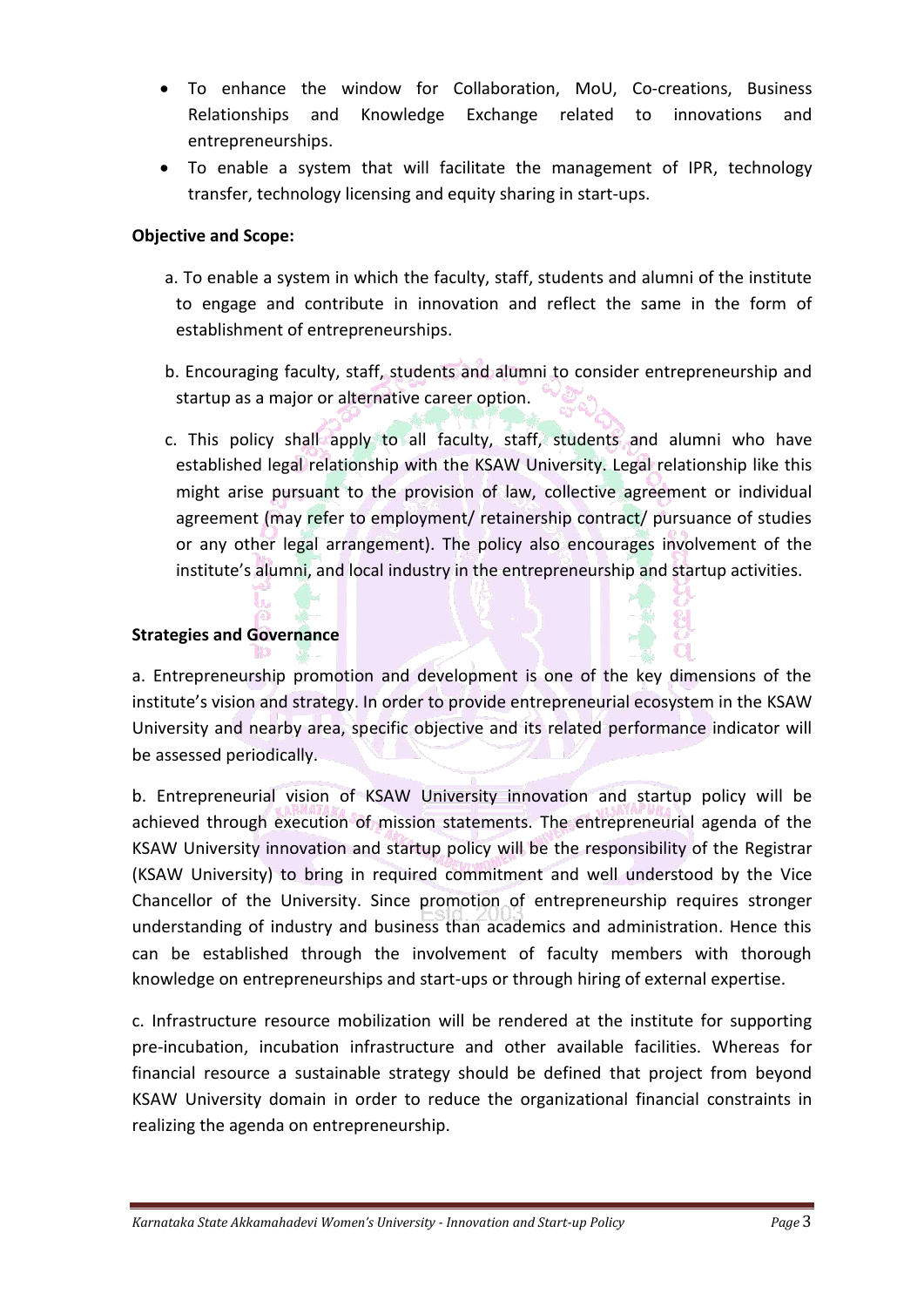- To enhance the window for Collaboration, MoU, Co-creations, Business Relationships and Knowledge Exchange related to innovations and entrepreneurships.
- To enable a system that will facilitate the management of IPR, technology transfer, technology licensing and equity sharing in start-ups.

**Objective and Scope:**

a. To enable a system in which the faculty, staff, students and alumni of the institute to engage and contribute in innovation and reflect the same in the form of establishment of entrepreneurships.

b. Encouraging faculty, staff, students and alumni to consider entrepreneurship and startup as a major or alternative career option.

c. This policy shall apply to all faculty, staff, students and alumni who have established legal relationship with the KSAW University. Legal relationship like this might arise pursuant to the provision of law, collective agreement or individual agreement (may refer to employment/ retainership contract/ pursuance of studies or any other legal arrangement). The policy also encourages involvement of the institute's alumni, and local industry in the entrepreneurship and startup activities.

**Strategies and Governance**

a. Entrepreneurship promotion and development is one of the key dimensions of the institute's vision and strategy. In order to provide entrepreneurial ecosystem in the KSAW University and nearby area, specific objective and its related performance indicator will be assessed periodically.

b. Entrepreneurial vision of KSAW University innovation and startup policy will be achieved through execution of mission statements. The entrepreneurial agenda of the KSAW University innovation and startup policy will be the responsibility of the Registrar (KSAW University) to bring in required commitment and well understood by the Vice Chancellor of the University. Since promotion of entrepreneurship requires stronger understanding of industry and business than academics and administration. Hence this can be established through the involvement of faculty members with thorough knowledge on entrepreneurships and start-ups or through hiring of external expertise.

c. Infrastructure resource mobilization will be rendered at the institute for supporting pre-incubation, incubation infrastructure and other available facilities. Whereas for financial resource a sustainable strategy should be defined that project from beyond KSAW University domain in order to reduce the organizational financial constraints in realizing the agenda on entrepreneurship.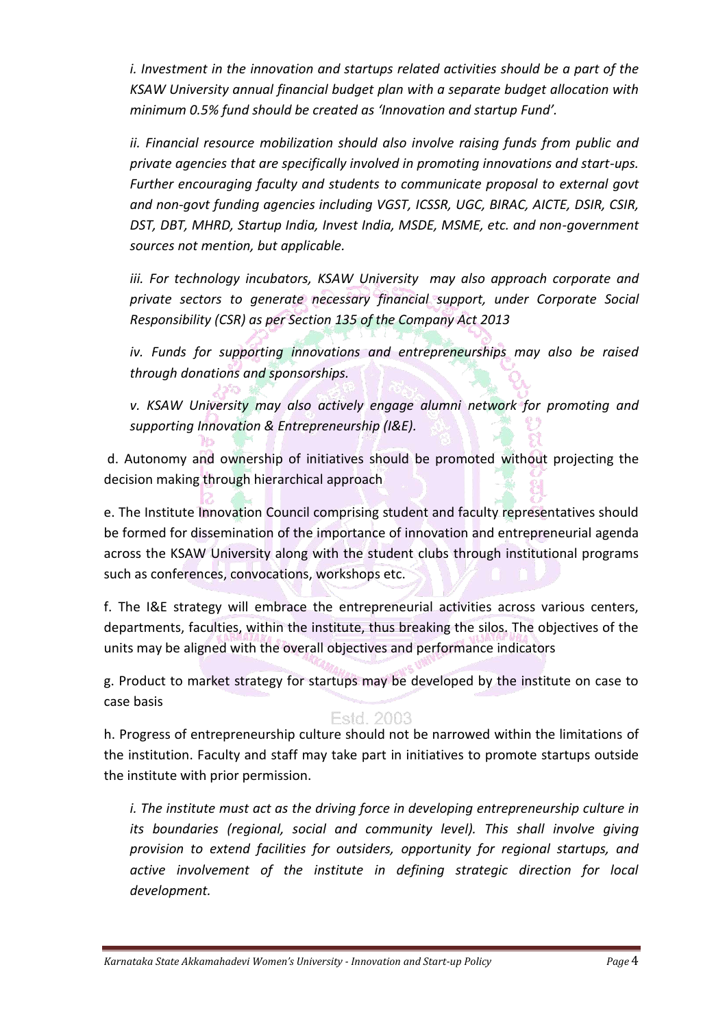*i. Investment in the innovation and startups related activities should be a part of the KSAW University annual financial budget plan with a separate budget allocation with minimum 0.5% fund should be created as 'Innovation and startup Fund'.*

*ii. Financial resource mobilization should also involve raising funds from public and private agencies that are specifically involved in promoting innovations and start-ups. Further encouraging faculty and students to communicate proposal to external govt and non-govt funding agencies including VGST, ICSSR, UGC, BIRAC, AICTE, DSIR, CSIR, DST, DBT, MHRD, Startup India, Invest India, MSDE, MSME, etc. and non-government sources not mention, but applicable.*

*iii. For technology incubators, KSAW University may also approach corporate and private sectors to generate necessary financial support, under Corporate Social Responsibility (CSR) as per Section 135 of the Company Act 2013*

*iv. Funds for supporting innovations and entrepreneurships may also be raised through donations and sponsorships.*

*v. KSAW University may also actively engage alumni network for promoting and supporting Innovation & Entrepreneurship (I&E).*

d. Autonomy and ownership of initiatives should be promoted without projecting the decision making through hierarchical approach

e. The Institute Innovation Council comprising student and faculty representatives should be formed for dissemination of the importance of innovation and entrepreneurial agenda across the KSAW University along with the student clubs through institutional programs such as conferences, convocations, workshops etc.

f. The I&E strategy will embrace the entrepreneurial activities across various centers, departments, faculties, within the institute, thus breaking the silos. The objectives of the units may be aligned with the overall objectives and performance indicators

g. Product to market strategy for startups may be developed by the institute on case to case basis

h. Progress of entrepreneurship culture should not be narrowed within the limitations of the institution. Faculty and staff may take part in initiatives to promote startups outside the institute with prior permission.

*i. The institute must act as the driving force in developing entrepreneurship culture in its boundaries (regional, social and community level). This shall involve giving provision to extend facilities for outsiders, opportunity for regional startups, and active involvement of the institute in defining strategic direction for local development.*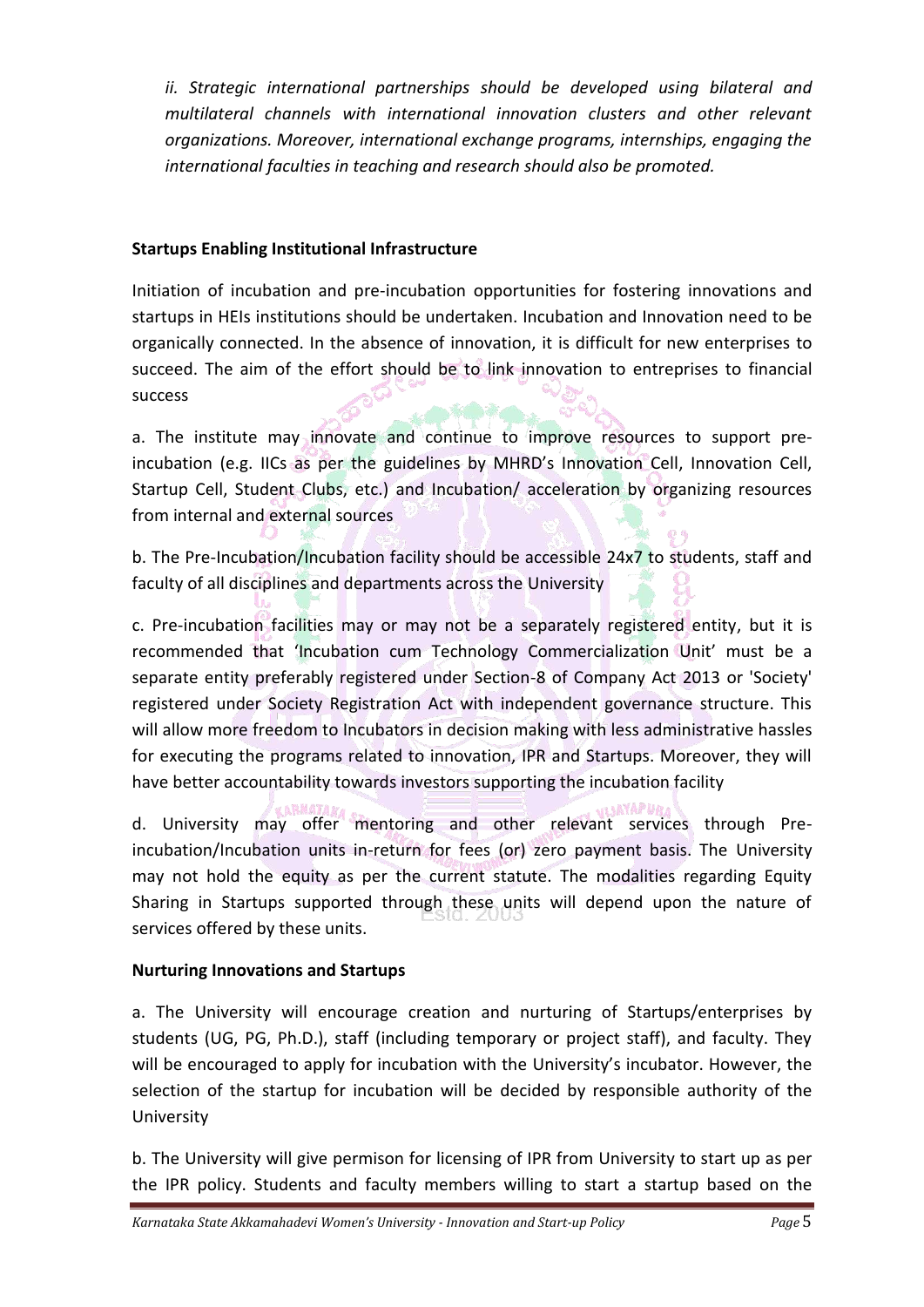*ii. Strategic international partnerships should be developed using bilateral and multilateral channels with international innovation clusters and other relevant organizations. Moreover, international exchange programs, internships, engaging the international faculties in teaching and research should also be promoted.*

**Startups Enabling Institutional Infrastructure**

Initiation of incubation and pre-incubation opportunities for fostering innovations and startups in HEIs institutions should be undertaken. Incubation and Innovation need to be organically connected. In the absence of innovation, it is difficult for new enterprises to succeed. The aim of the effort should be to link innovation to entreprises to financial success

a. The institute may innovate and continue to improve resources to support pre-incubation (e.g. IICs as per the guidelines by MHRD's Innovation Cell, Innovation Cell, Startup Cell, Student Clubs, etc.) and Incubation/ acceleration by organizing resources from internal and external sources

b. The Pre-Incubation/Incubation facility should be accessible 24x7 to students, staff and faculty of all disciplines and departments across the University

c. Pre-incubation facilities may or may not be a separately registered entity, but it is recommended that 'Incubation cum Technology Commercialization Unit' must be a separate entity preferably registered under Section-8 of Company Act 2013 or 'Society' registered under Society Registration Act with independent governance structure. This will allow more freedom to Incubators in decision making with less administrative hassles for executing the programs related to innovation, IPR and Startups. Moreover, they will have better accountability towards investors supporting the incubation facility

d. University may offer mentoring and other relevant services through Pre-incubation/Incubation units in-return for fees (or) zero payment basis. The University may not hold the equity as per the current statute. The modalities regarding Equity Sharing in Startups supported through these units will depend upon the nature of services offered by these units.

**Nurturing Innovations and Startups**

a. The University will encourage creation and nurturing of Startups/enterprises by students (UG, PG, Ph.D.), staff (including temporary or project staff), and faculty. They will be encouraged to apply for incubation with the University's incubator. However, the selection of the startup for incubation will be decided by responsible authority of the University

b. The University will give permison for licensing of IPR from University to start up as per the IPR policy. Students and faculty members willing to start a startup based on the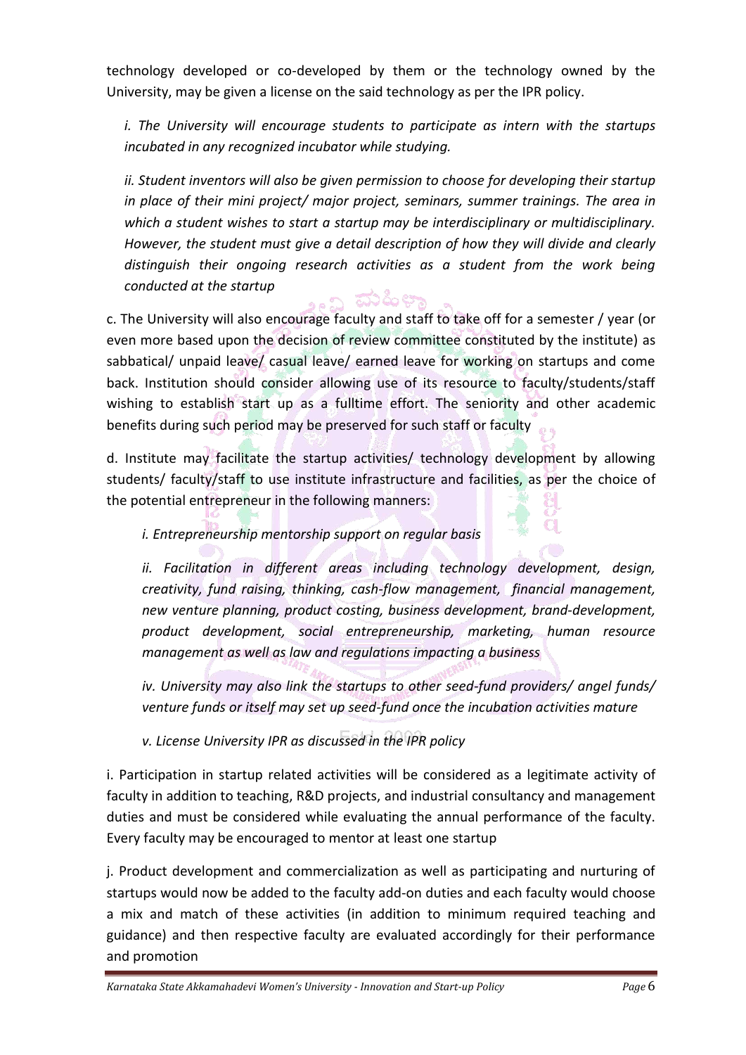technology developed or co-developed by them or the technology owned by the University, may be given a license on the said technology as per the IPR policy.

*i. The University will encourage students to participate as intern with the startups incubated in any recognized incubator while studying.*

*ii. Student inventors will also be given permission to choose for developing their startup in place of their mini project/ major project, seminars, summer trainings. The area in which a student wishes to start a startup may be interdisciplinary or multidisciplinary. However, the student must give a detail description of how they will divide and clearly distinguish their ongoing research activities as a student from the work being conducted at the startup*

c. The University will also encourage faculty and staff to take off for a semester / year (or even more based upon the decision of review committee constituted by the institute) as sabbatical/ unpaid leave/ casual leave/ earned leave for working on startups and come back. Institution should consider allowing use of its resource to faculty/students/staff wishing to establish start up as a fulltime effort. The seniority and other academic benefits during such period may be preserved for such staff or faculty

d. Institute may facilitate the startup activities/ technology development by allowing students/ faculty/staff to use institute infrastructure and facilities, as per the choice of the potential entrepreneur in the following manners:

*i. Entrepreneurship mentorship support on regular basis*

*ii. Facilitation in different areas including technology development, design, creativity, fund raising, thinking, cash-flow management, financial management, new venture planning, product costing, business development, brand-development, product development, social entrepreneurship, marketing, human resource management as well as law and regulations impacting a business*

*iv. University may also link the startups to other seed-fund providers/ angel funds/ venture funds or itself may set up seed-fund once the incubation activities mature*

*v. License University IPR as discussed in the IPR policy*

i. Participation in startup related activities will be considered as a legitimate activity of faculty in addition to teaching, R&D projects, and industrial consultancy and management duties and must be considered while evaluating the annual performance of the faculty. Every faculty may be encouraged to mentor at least one startup

j. Product development and commercialization as well as participating and nurturing of startups would now be added to the faculty add-on duties and each faculty would choose a mix and match of these activities (in addition to minimum required teaching and guidance) and then respective faculty are evaluated accordingly for their performance and promotion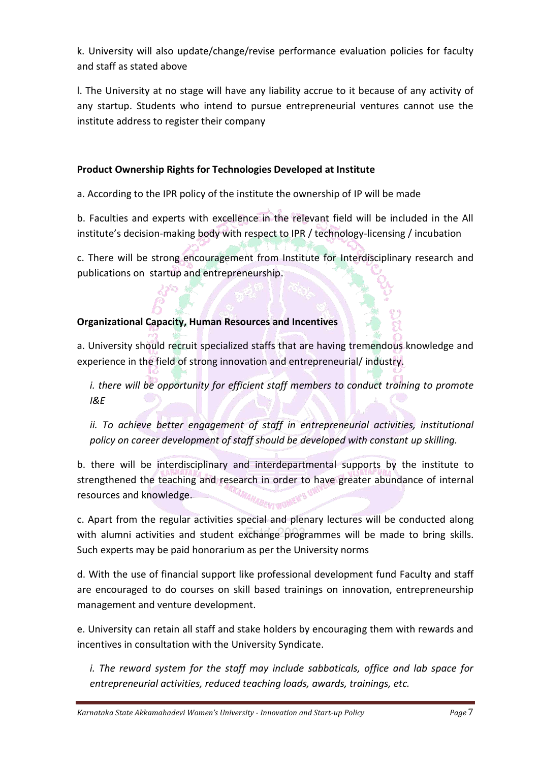k. University will also update/change/revise performance evaluation policies for faculty and staff as stated above

l. The University at no stage will have any liability accrue to it because of any activity of any startup. Students who intend to pursue entrepreneurial ventures cannot use the institute address to register their company

**Product Ownership Rights for Technologies Developed at Institute**

a. According to the IPR policy of the institute the ownership of IP will be made

b. Faculties and experts with excellence in the relevant field will be included in the All institute's decision-making body with respect to IPR / technology-licensing / incubation

c. There will be strong encouragement from Institute for Interdisciplinary research and publications on startup and entrepreneurship.

**Organizational Capacity, Human Resources and Incentives**

a. University should recruit specialized staffs that are having tremendous knowledge and experience in the field of strong innovation and entrepreneurial/ industry.

*i. there will be opportunity for efficient staff members to conduct training to promote I&E*

*ii. To achieve better engagement of staff in entrepreneurial activities, institutional policy on career development of staff should be developed with constant up skilling.*

b. there will be interdisciplinary and interdepartmental supports by the institute to strengthened the teaching and research in order to have greater abundance of internal resources and knowledge.

c. Apart from the regular activities special and plenary lectures will be conducted along with alumni activities and student exchange programmes will be made to bring skills. Such experts may be paid honorarium as per the University norms

d. With the use of financial support like professional development fund Faculty and staff are encouraged to do courses on skill based trainings on innovation, entrepreneurship management and venture development.

e. University can retain all staff and stake holders by encouraging them with rewards and incentives in consultation with the University Syndicate.

*i. The reward system for the staff may include sabbaticals, office and lab space for entrepreneurial activities, reduced teaching loads, awards, trainings, etc.*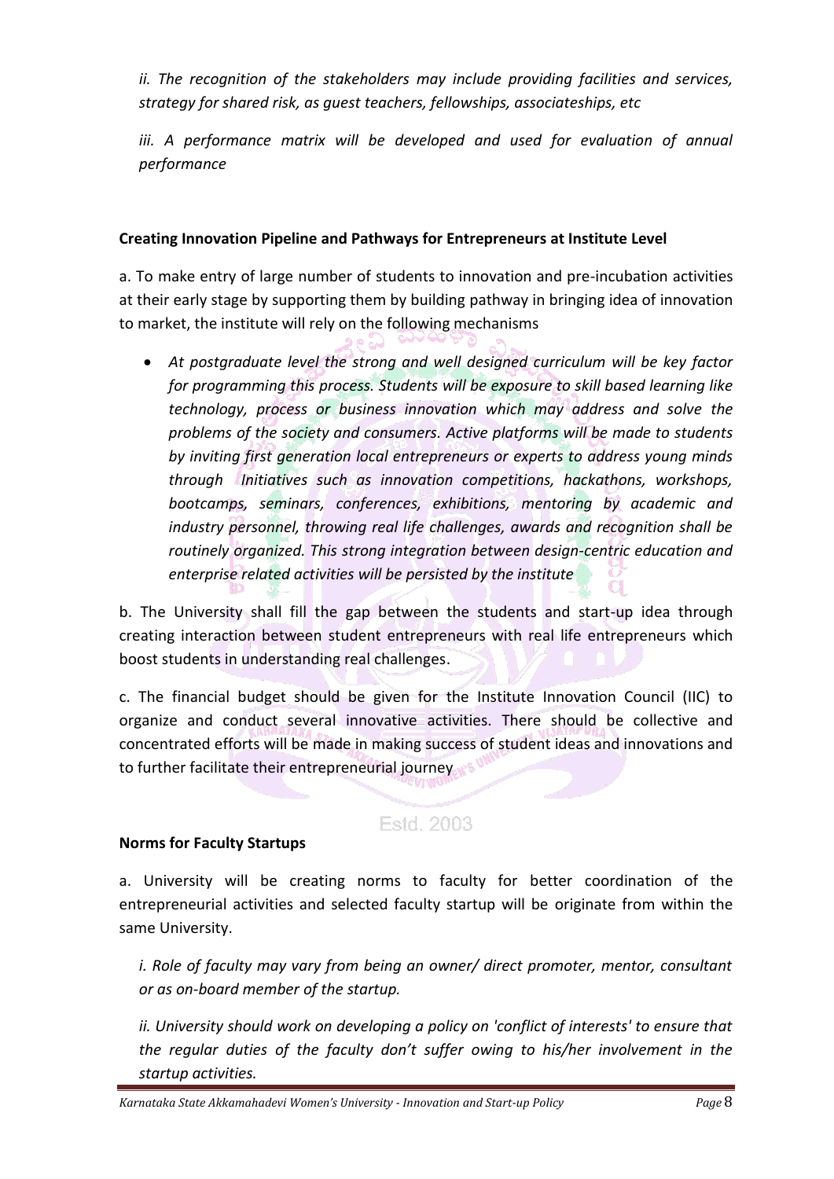*ii. The recognition of the stakeholders may include providing facilities and services, strategy for shared risk, as guest teachers, fellowships, associateships, etc*

*iii. A performance matrix will be developed and used for evaluation of annual performance*

**Creating Innovation Pipeline and Pathways for Entrepreneurs at Institute Level**

a. To make entry of large number of students to innovation and pre-incubation activities at their early stage by supporting them by building pathway in bringing idea of innovation to market, the institute will rely on the following mechanisms

- *At postgraduate level the strong and well designed curriculum will be key factor for programming this process. Students will be exposure to skill based learning like technology, process or business innovation which may address and solve the problems of the society and consumers. Active platforms will be made to students by inviting first generation local entrepreneurs or experts to address young minds through Initiatives such as innovation competitions, hackathons, workshops, bootcamps, seminars, conferences, exhibitions, mentoring by academic and industry personnel, throwing real life challenges, awards and recognition shall be routinely organized. This strong integration between design-centric education and enterprise related activities will be persisted by the institute*

b. The University shall fill the gap between the students and start-up idea through creating interaction between student entrepreneurs with real life entrepreneurs which boost students in understanding real challenges.

c. The financial budget should be given for the Institute Innovation Council (IIC) to organize and conduct several innovative activities. There should be collective and concentrated efforts will be made in making success of student ideas and innovations and to further facilitate their entrepreneurial journey

**Norms for Faculty Startups**

a. University will be creating norms to faculty for better coordination of the entrepreneurial activities and selected faculty startup will be originate from within the same University.

*i. Role of faculty may vary from being an owner/ direct promoter, mentor, consultant or as on-board member of the startup.*

*ii. University should work on developing a policy on 'conflict of interests' to ensure that the regular duties of the faculty don't suffer owing to his/her involvement in the startup activities.*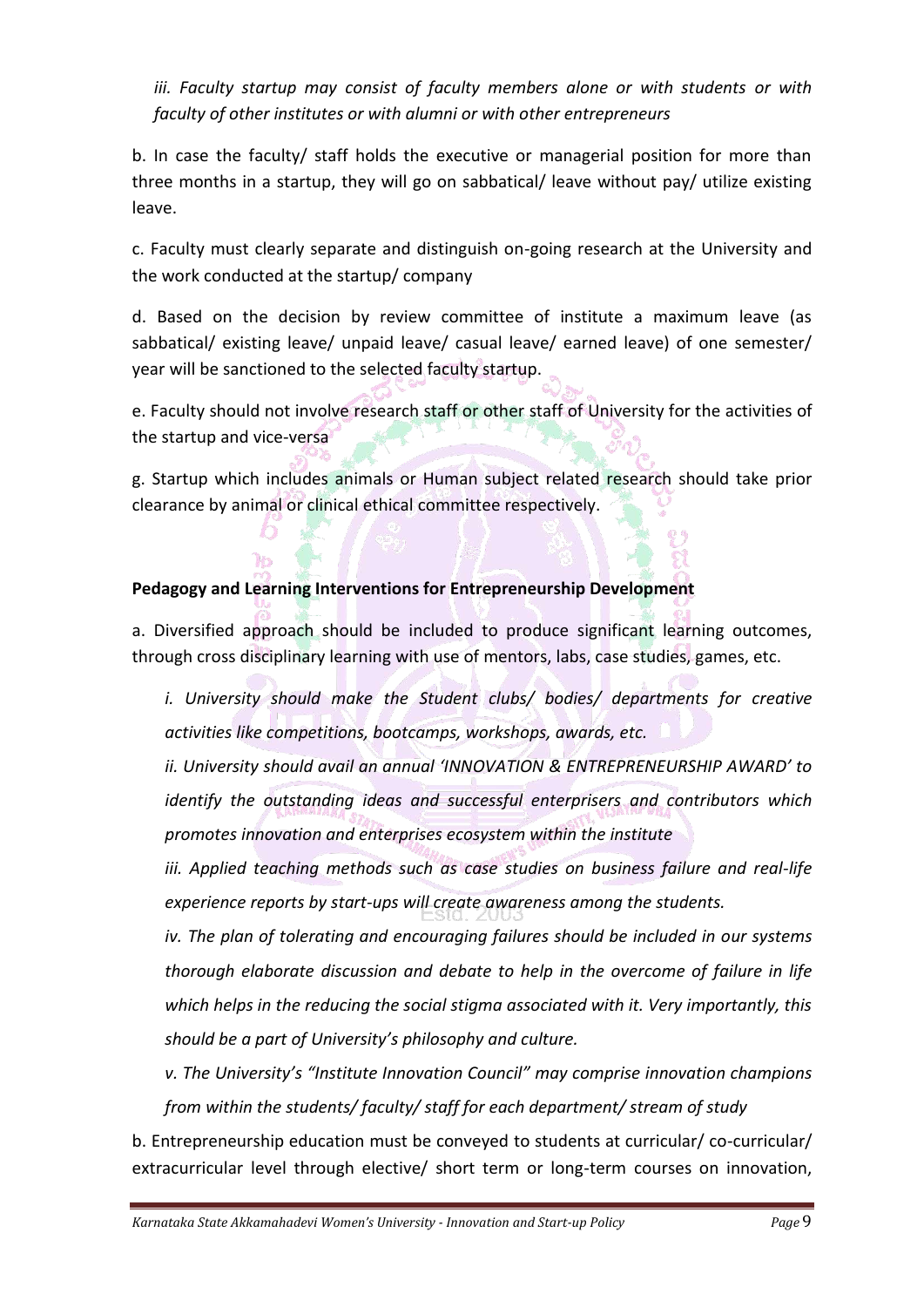*iii. Faculty startup may consist of faculty members alone or with students or with faculty of other institutes or with alumni or with other entrepreneurs*

b. In case the faculty/ staff holds the executive or managerial position for more than three months in a startup, they will go on sabbatical/ leave without pay/ utilize existing leave.

c. Faculty must clearly separate and distinguish on-going research at the University and the work conducted at the startup/ company

d. Based on the decision by review committee of institute a maximum leave (as sabbatical/ existing leave/ unpaid leave/ casual leave/ earned leave) of one semester/ year will be sanctioned to the selected faculty startup.

e. Faculty should not involve research staff or other staff of University for the activities of the startup and vice-versa

g. Startup which includes animals or Human subject related research should take prior clearance by animal or clinical ethical committee respectively.

**Pedagogy and Learning Interventions for Entrepreneurship Development**

a. Diversified approach should be included to produce significant learning outcomes, through cross disciplinary learning with use of mentors, labs, case studies, games, etc.

*i. University should make the Student clubs/ bodies/ departments for creative activities like competitions, bootcamps, workshops, awards, etc.*

*ii. University should avail an annual 'INNOVATION & ENTREPRENEURSHIP AWARD' to identify the outstanding ideas and successful enterprisers and contributors which promotes innovation and enterprises ecosystem within the institute*

*iii. Applied teaching methods such as case studies on business failure and real-life experience reports by start-ups will create awareness among the students.*

*iv. The plan of tolerating and encouraging failures should be included in our systems thorough elaborate discussion and debate to help in the overcome of failure in life which helps in the reducing the social stigma associated with it. Very importantly, this should be a part of University's philosophy and culture.*

*v. The University's "Institute Innovation Council" may comprise innovation champions from within the students/ faculty/ staff for each department/ stream of study*

b. Entrepreneurship education must be conveyed to students at curricular/ co-curricular/ extracurricular level through elective/ short term or long-term courses on innovation,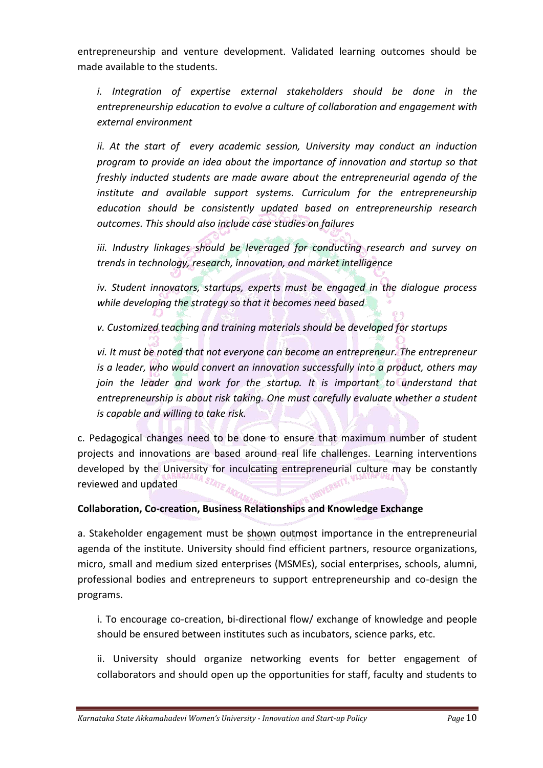entrepreneurship and venture development. Validated learning outcomes should be made available to the students.

*i. Integration of expertise external stakeholders should be done in the entrepreneurship education to evolve a culture of collaboration and engagement with external environment*

*ii. At the start of every academic session, University may conduct an induction program to provide an idea about the importance of innovation and startup so that freshly inducted students are made aware about the entrepreneurial agenda of the institute and available support systems. Curriculum for the entrepreneurship education should be consistently updated based on entrepreneurship research outcomes. This should also include case studies on failures*

*iii. Industry linkages should be leveraged for conducting research and survey on trends in technology, research, innovation, and market intelligence*

*iv. Student innovators, startups, experts must be engaged in the dialogue process while developing the strategy so that it becomes need based*

*v. Customized teaching and training materials should be developed for startups*

*vi. It must be noted that not everyone can become an entrepreneur. The entrepreneur is a leader, who would convert an innovation successfully into a product, others may join the leader and work for the startup. It is important to understand that entrepreneurship is about risk taking. One must carefully evaluate whether a student is capable and willing to take risk.*

c. Pedagogical changes need to be done to ensure that maximum number of student projects and innovations are based around real life challenges. Learning interventions developed by the University for inculcating entrepreneurial culture may be constantly reviewed and updated

**Collaboration, Co-creation, Business Relationships and Knowledge Exchange**

a. Stakeholder engagement must be shown outmost importance in the entrepreneurial agenda of the institute. University should find efficient partners, resource organizations, micro, small and medium sized enterprises (MSMEs), social enterprises, schools, alumni, professional bodies and entrepreneurs to support entrepreneurship and co-design the programs.

i. To encourage co-creation, bi-directional flow/ exchange of knowledge and people should be ensured between institutes such as incubators, science parks, etc.

ii. University should organize networking events for better engagement of collaborators and should open up the opportunities for staff, faculty and students to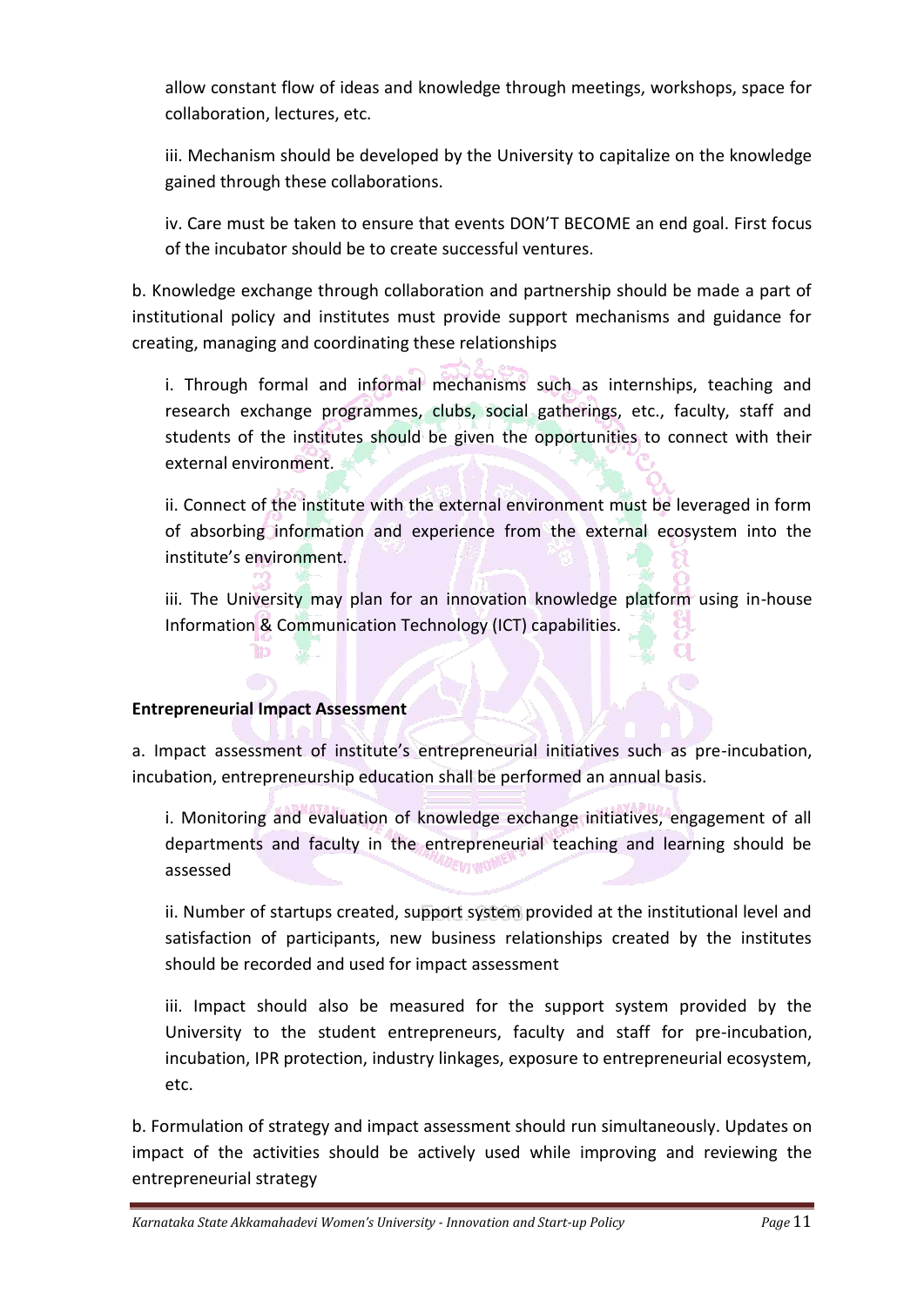allow constant flow of ideas and knowledge through meetings, workshops, space for collaboration, lectures, etc.

iii. Mechanism should be developed by the University to capitalize on the knowledge gained through these collaborations.

iv. Care must be taken to ensure that events DON'T BECOME an end goal. First focus of the incubator should be to create successful ventures.

b. Knowledge exchange through collaboration and partnership should be made a part of institutional policy and institutes must provide support mechanisms and guidance for creating, managing and coordinating these relationships

i. Through formal and informal mechanisms such as internships, teaching and research exchange programmes, clubs, social gatherings, etc., faculty, staff and students of the institutes should be given the opportunities to connect with their external environment.

ii. Connect of the institute with the external environment must be leveraged in form of absorbing information and experience from the external ecosystem into the institute's environment.

iii. The University may plan for an innovation knowledge platform using in-house Information & Communication Technology (ICT) capabilities.

**Entrepreneurial Impact Assessment**

a. Impact assessment of institute's entrepreneurial initiatives such as pre-incubation, incubation, entrepreneurship education shall be performed an annual basis.

i. Monitoring and evaluation of knowledge exchange initiatives, engagement of all departments and faculty in the entrepreneurial teaching and learning should be assessed

ii. Number of startups created, support system provided at the institutional level and satisfaction of participants, new business relationships created by the institutes should be recorded and used for impact assessment

iii. Impact should also be measured for the support system provided by the University to the student entrepreneurs, faculty and staff for pre-incubation, incubation, IPR protection, industry linkages, exposure to entrepreneurial ecosystem, etc.

b. Formulation of strategy and impact assessment should run simultaneously. Updates on impact of the activities should be actively used while improving and reviewing the entrepreneurial strategy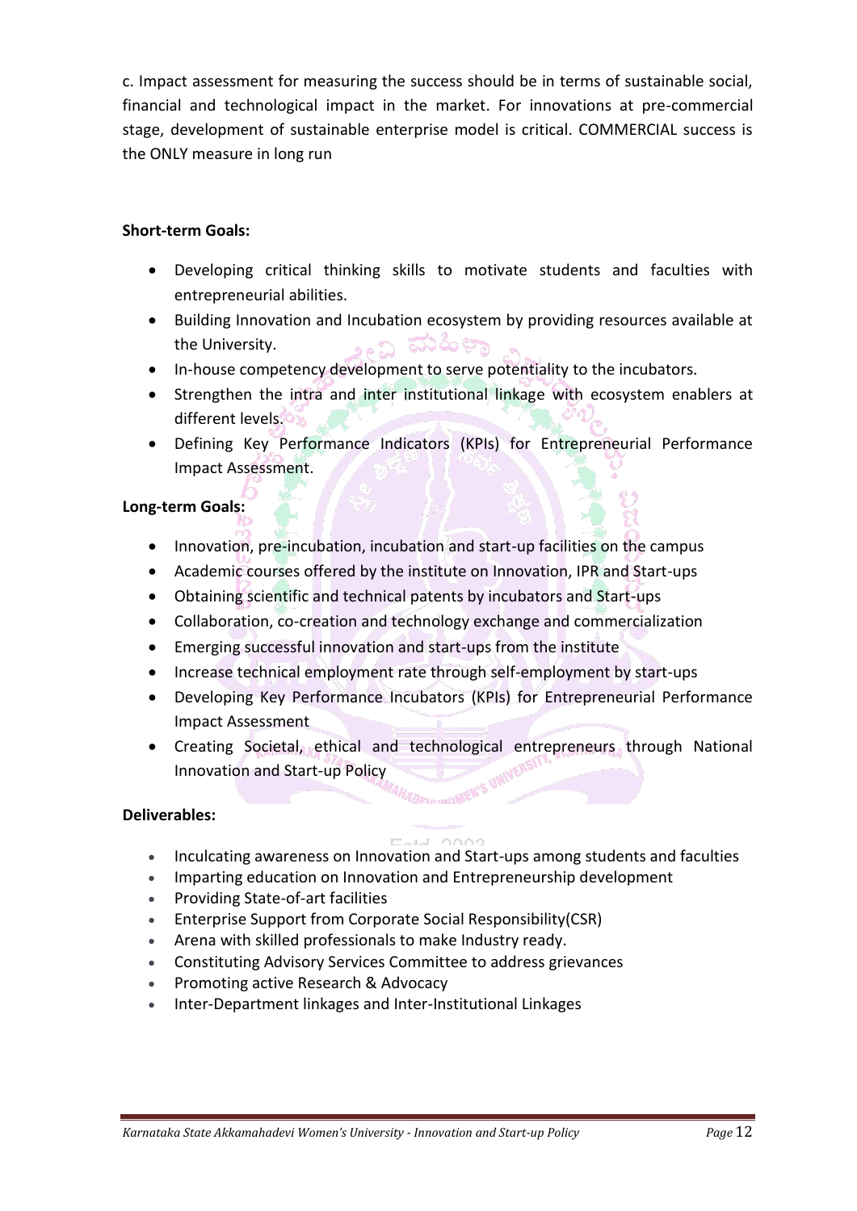c. Impact assessment for measuring the success should be in terms of sustainable social, financial and technological impact in the market. For innovations at pre-commercial stage, development of sustainable enterprise model is critical. COMMERCIAL success is the ONLY measure in long run

**Short-term Goals:**

- Developing critical thinking skills to motivate students and faculties with entrepreneurial abilities.
- Building Innovation and Incubation ecosystem by providing resources available at the University.
- In-house competency development to serve potentiality to the incubators.
- Strengthen the intra and inter institutional linkage with ecosystem enablers at different levels.
- Defining Key Performance Indicators (KPIs) for Entrepreneurial Performance Impact Assessment.

**Long-term Goals:**

- Innovation, pre-incubation, incubation and start-up facilities on the campus
- Academic courses offered by the institute on Innovation, IPR and Start-ups
- Obtaining scientific and technical patents by incubators and Start-ups
- Collaboration, co-creation and technology exchange and commercialization
- Emerging successful innovation and start-ups from the institute
- Increase technical employment rate through self-employment by start-ups
- Developing Key Performance Incubators (KPIs) for Entrepreneurial Performance Impact Assessment
- Creating Societal, ethical and technological entrepreneurs through National Innovation and Start-up Policy

**Deliverables:**

- Inculcating awareness on Innovation and Start-ups among students and faculties
- Imparting education on Innovation and Entrepreneurship development
- Providing State-of-art facilities
- Enterprise Support from Corporate Social Responsibility(CSR)
- Arena with skilled professionals to make Industry ready.
- Constituting Advisory Services Committee to address grievances
- Promoting active Research & Advocacy
- Inter-Department linkages and Inter-Institutional Linkages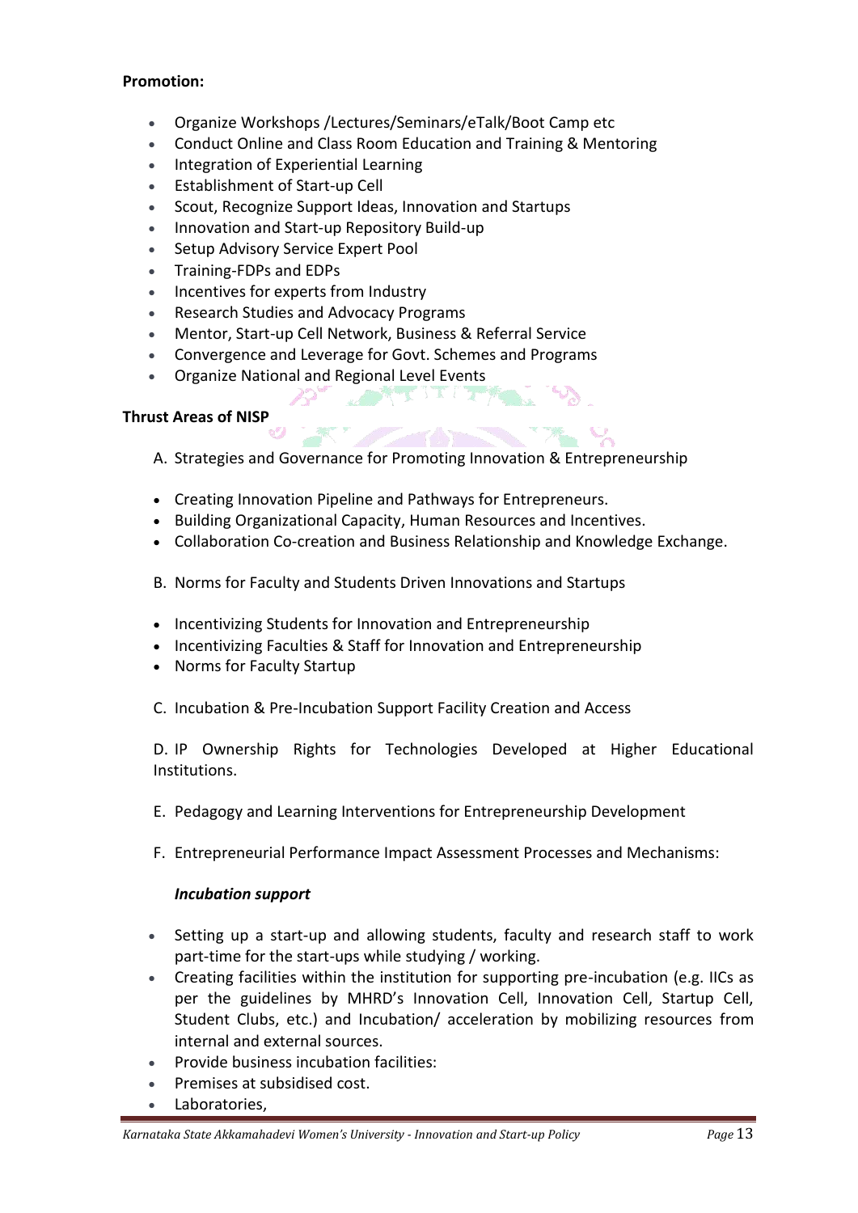**Promotion:**

- Organize Workshops /Lectures/Seminars/eTalk/Boot Camp etc
- Conduct Online and Class Room Education and Training & Mentoring
- Integration of Experiential Learning
- Establishment of Start-up Cell
- Scout, Recognize Support Ideas, Innovation and Startups
- Innovation and Start-up Repository Build-up
- Setup Advisory Service Expert Pool
- Training-FDPs and EDPs
- Incentives for experts from Industry
- Research Studies and Advocacy Programs
- Mentor, Start-up Cell Network, Business & Referral Service
- Convergence and Leverage for Govt. Schemes and Programs
- Organize National and Regional Level Events

**Thrust Areas of NISP**

A. Strategies and Governance for Promoting Innovation & Entrepreneurship

- Creating Innovation Pipeline and Pathways for Entrepreneurs.
- Building Organizational Capacity, Human Resources and Incentives.
- Collaboration Co-creation and Business Relationship and Knowledge Exchange.

B. Norms for Faculty and Students Driven Innovations and Startups

- Incentivizing Students for Innovation and Entrepreneurship
- Incentivizing Faculties & Staff for Innovation and Entrepreneurship
- Norms for Faculty Startup

C. Incubation & Pre-Incubation Support Facility Creation and Access

D. IP Ownership Rights for Technologies Developed at Higher Educational Institutions.

E. Pedagogy and Learning Interventions for Entrepreneurship Development

F. Entrepreneurial Performance Impact Assessment Processes and Mechanisms:

***Incubation support***

- Setting up a start-up and allowing students, faculty and research staff to work part-time for the start-ups while studying / working.
- Creating facilities within the institution for supporting pre-incubation (e.g. IICs as per the guidelines by MHRD's Innovation Cell, Innovation Cell, Startup Cell, Student Clubs, etc.) and Incubation/ acceleration by mobilizing resources from internal and external sources.
- Provide business incubation facilities:
- Premises at subsidised cost.
- Laboratories,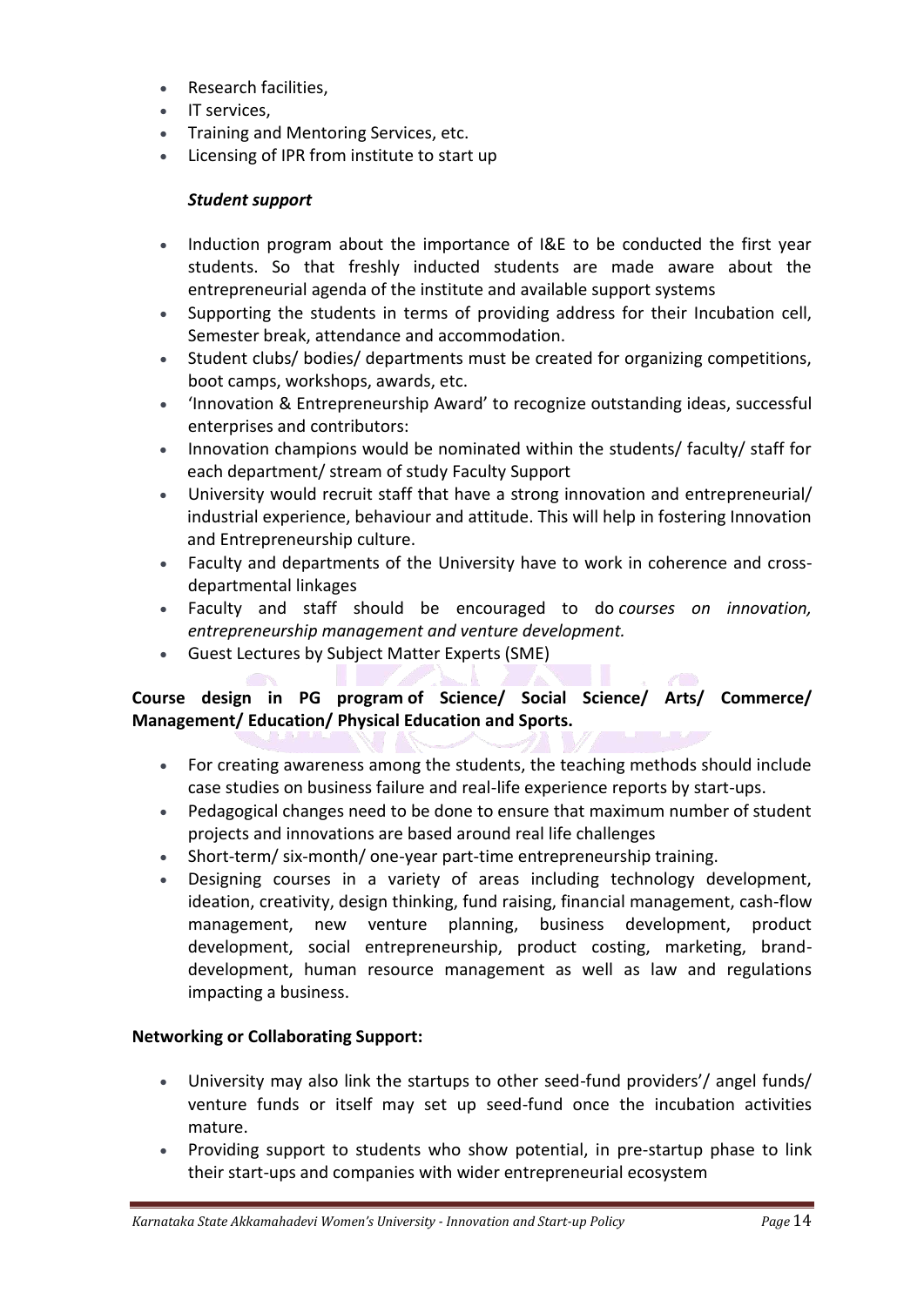- Research facilities,
- IT services,
- Training and Mentoring Services, etc.
- Licensing of IPR from institute to start up

***Student support***

- Induction program about the importance of I&E to be conducted the first year students. So that freshly inducted students are made aware about the entrepreneurial agenda of the institute and available support systems
- Supporting the students in terms of providing address for their Incubation cell, Semester break, attendance and accommodation.
- Student clubs/ bodies/ departments must be created for organizing competitions, boot camps, workshops, awards, etc.
- 'Innovation & Entrepreneurship Award' to recognize outstanding ideas, successful enterprises and contributors:
- Innovation champions would be nominated within the students/ faculty/ staff for each department/ stream of study Faculty Support
- University would recruit staff that have a strong innovation and entrepreneurial/ industrial experience, behaviour and attitude. This will help in fostering Innovation and Entrepreneurship culture.
- Faculty and departments of the University have to work in coherence and cross-departmental linkages
- Faculty and staff should be encouraged to do *courses on innovation, entrepreneurship management and venture development.*
- Guest Lectures by Subject Matter Experts (SME)

**Course design in PG program of Science/ Social Science/ Arts/ Commerce/ Management/ Education/ Physical Education and Sports.**

- For creating awareness among the students, the teaching methods should include case studies on business failure and real-life experience reports by start-ups.
- Pedagogical changes need to be done to ensure that maximum number of student projects and innovations are based around real life challenges
- Short-term/ six-month/ one-year part-time entrepreneurship training.
- Designing courses in a variety of areas including technology development, ideation, creativity, design thinking, fund raising, financial management, cash-flow management, new venture planning, business development, product development, social entrepreneurship, product costing, marketing, brand-development, human resource management as well as law and regulations impacting a business.

**Networking or Collaborating Support:**

- University may also link the startups to other seed-fund providers'/ angel funds/ venture funds or itself may set up seed-fund once the incubation activities mature.
- Providing support to students who show potential, in pre-startup phase to link their start-ups and companies with wider entrepreneurial ecosystem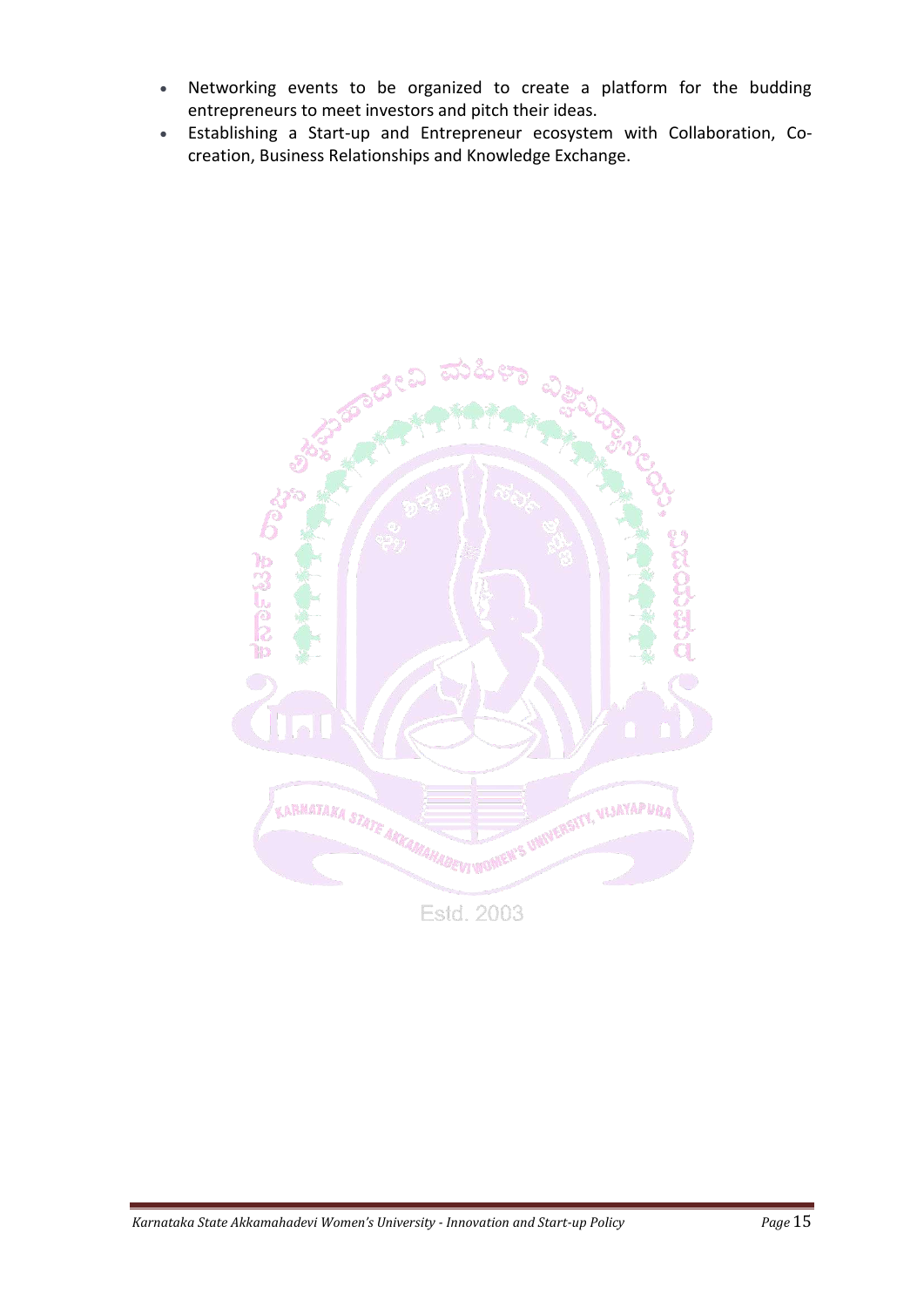- Networking events to be organized to create a platform for the budding entrepreneurs to meet investors and pitch their ideas.
- Establishing a Start-up and Entrepreneur ecosystem with Collaboration, Co-creation, Business Relationships and Knowledge Exchange.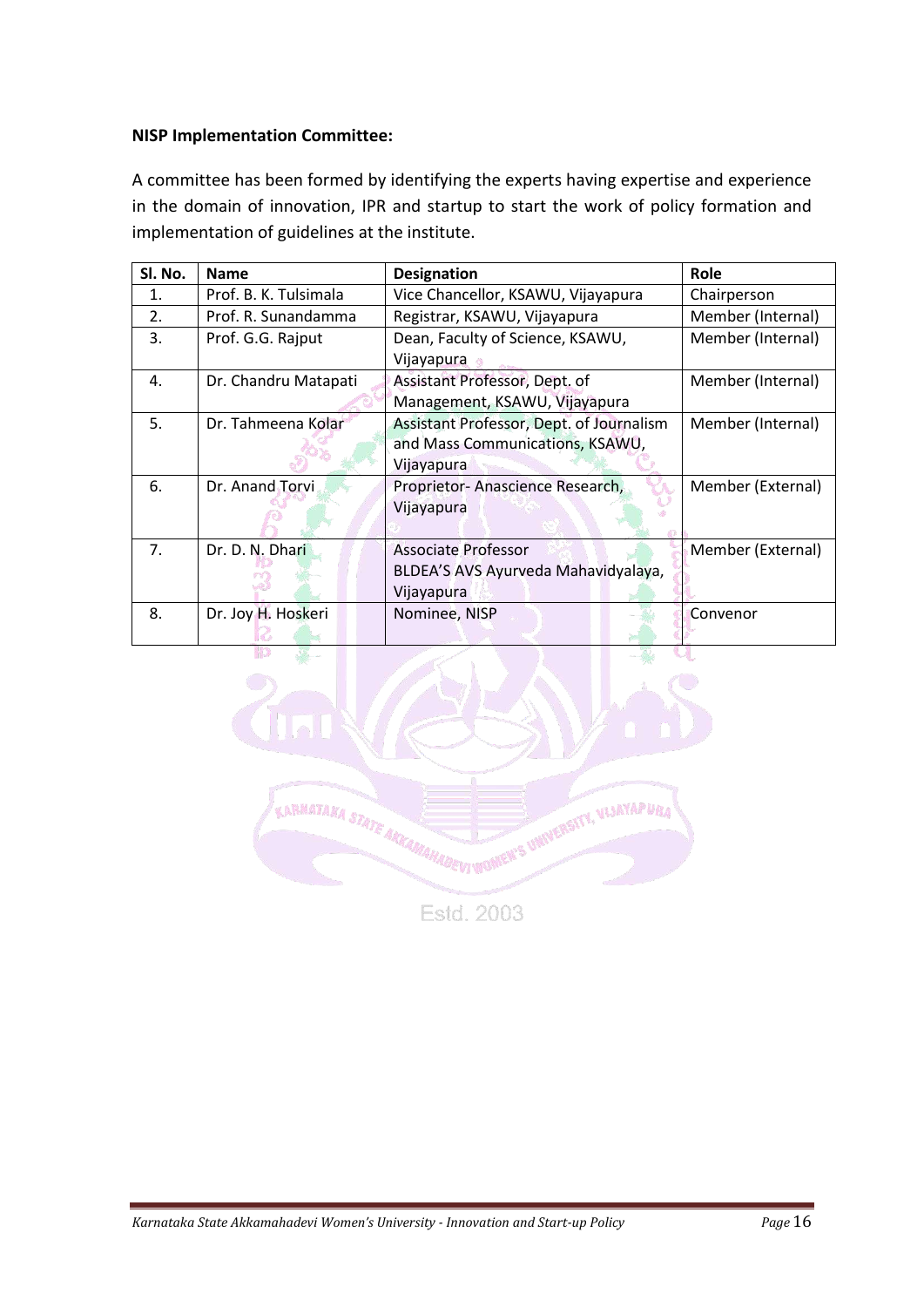**NISP Implementation Committee:**

A committee has been formed by identifying the experts having expertise and experience in the domain of innovation, IPR and startup to start the work of policy formation and implementation of guidelines at the institute.

| Sl. No. | Name | Designation | Role |
|---|---|---|---|
| 1. | Prof. B. K. Tulsimala | Vice Chancellor, KSAWU, Vijayapura | Chairperson |
| 2. | Prof. R. Sunandamma | Registrar, KSAWU, Vijayapura | Member (Internal) |
| 3. | Prof. G.G. Rajput | Dean, Faculty of Science, KSAWU, Vijayapura | Member (Internal) |
| 4. | Dr. Chandru Matapati | Assistant Professor, Dept. of Management, KSAWU, Vijayapura | Member (Internal) |
| 5. | Dr. Tahmeena Kolar | Assistant Professor, Dept. of Journalism and Mass Communications, KSAWU, Vijayapura | Member (Internal) |
| 6. | Dr. Anand Torvi | Proprietor- Anascience Research, Vijayapura | Member (External) |
| 7. | Dr. D. N. Dhari | Associate Professor BLDEA'S AVS Ayurveda Mahavidyalaya, Vijayapura | Member (External) |
| 8. | Dr. Joy H. Hoskeri | Nominee, NISP | Convenor |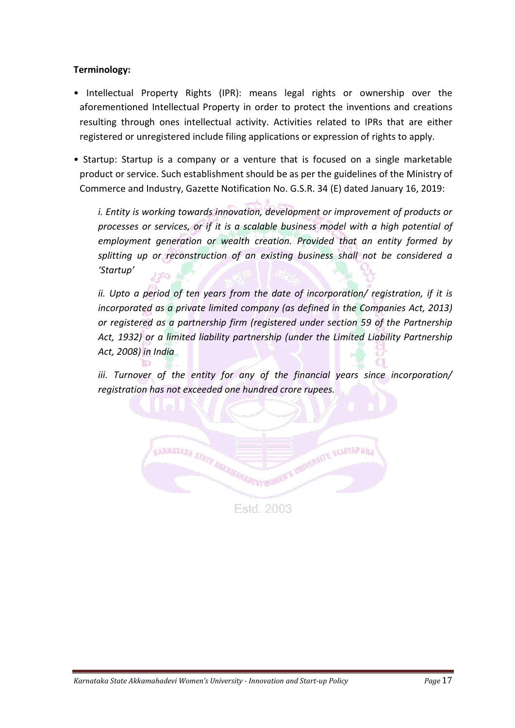**Terminology:**

- Intellectual Property Rights (IPR): means legal rights or ownership over the aforementioned Intellectual Property in order to protect the inventions and creations resulting through ones intellectual activity. Activities related to IPRs that are either registered or unregistered include filing applications or expression of rights to apply.
- Startup: Startup is a company or a venture that is focused on a single marketable product or service. Such establishment should be as per the guidelines of the Ministry of Commerce and Industry, Gazette Notification No. G.S.R. 34 (E) dated January 16, 2019:

  *i. Entity is working towards innovation, development or improvement of products or processes or services, or if it is a scalable business model with a high potential of employment generation or wealth creation. Provided that an entity formed by splitting up or reconstruction of an existing business shall not be considered a 'Startup'*

  *ii. Upto a period of ten years from the date of incorporation/ registration, if it is incorporated as a private limited company (as defined in the Companies Act, 2013) or registered as a partnership firm (registered under section 59 of the Partnership Act, 1932) or a limited liability partnership (under the Limited Liability Partnership Act, 2008) in India*

  *iii. Turnover of the entity for any of the financial years since incorporation/ registration has not exceeded one hundred crore rupees.*